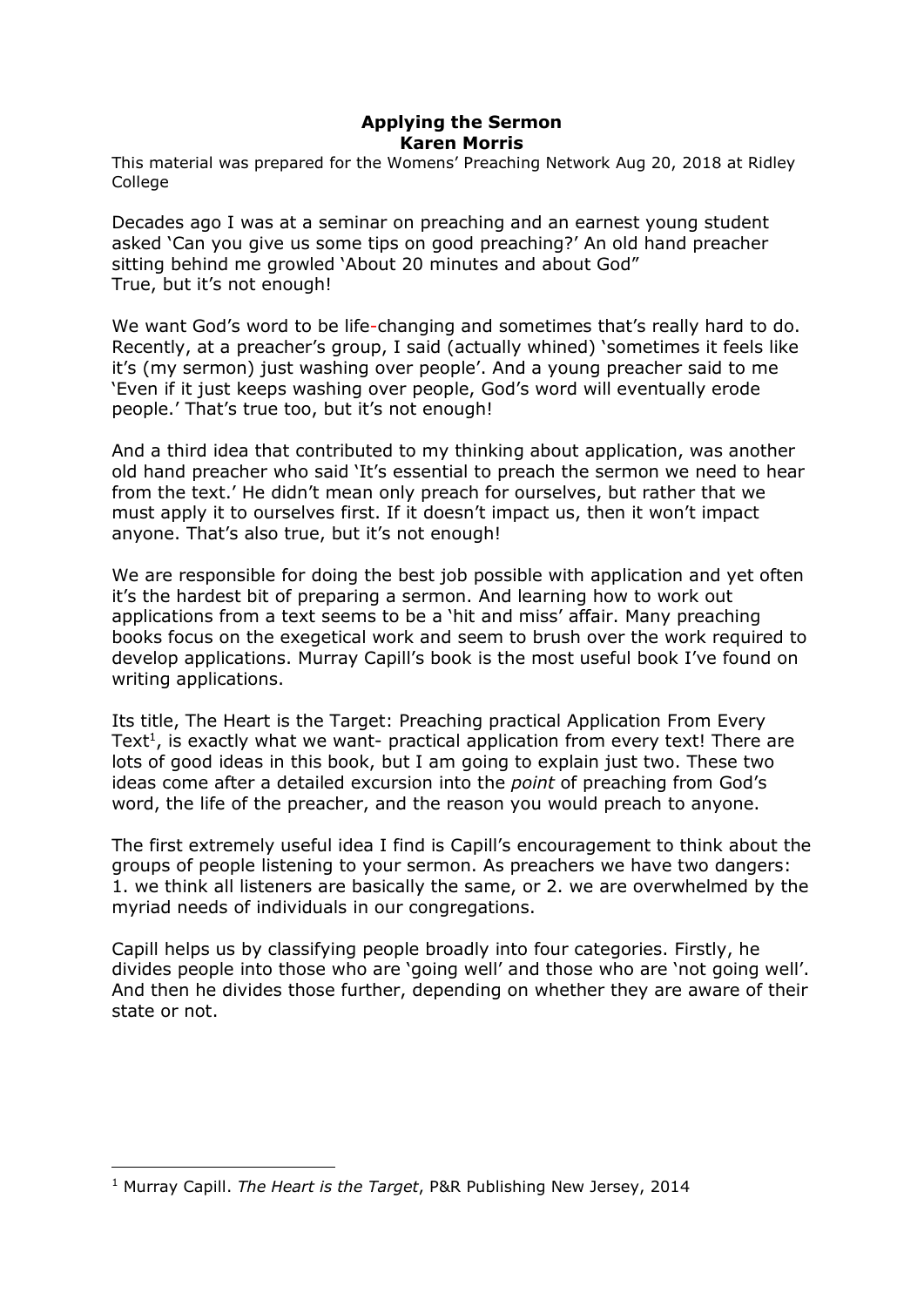# Applying the Sermon
## Karen Morris

This material was prepared for the Womens' Preaching Network Aug 20, 2018 at Ridley College

Decades ago I was at a seminar on preaching and an earnest young student asked 'Can you give us some tips on good preaching?' An old hand preacher sitting behind me growled 'About 20 minutes and about God"
True, but it's not enough!

We want God's word to be life-changing and sometimes that's really hard to do. Recently, at a preacher's group, I said (actually whined) 'sometimes it feels like it's (my sermon) just washing over people'. And a young preacher said to me 'Even if it just keeps washing over people, God's word will eventually erode people.' That's true too, but it's not enough!

And a third idea that contributed to my thinking about application, was another old hand preacher who said 'It's essential to preach the sermon we need to hear from the text.' He didn't mean only preach for ourselves, but rather that we must apply it to ourselves first. If it doesn't impact us, then it won't impact anyone. That's also true, but it's not enough!

We are responsible for doing the best job possible with application and yet often it's the hardest bit of preparing a sermon. And learning how to work out applications from a text seems to be a 'hit and miss' affair. Many preaching books focus on the exegetical work and seem to brush over the work required to develop applications. Murray Capill's book is the most useful book I've found on writing applications.

Its title, The Heart is the Target: Preaching practical Application From Every Text[1], is exactly what we want- practical application from every text! There are lots of good ideas in this book, but I am going to explain just two. These two ideas come after a detailed excursion into the *point* of preaching from God's word, the life of the preacher, and the reason you would preach to anyone.

The first extremely useful idea I find is Capill's encouragement to think about the groups of people listening to your sermon. As preachers we have two dangers:
1. we think all listeners are basically the same, or 2. we are overwhelmed by the myriad needs of individuals in our congregations.

Capill helps us by classifying people broadly into four categories. Firstly, he divides people into those who are 'going well' and those who are 'not going well'. And then he divides those further, depending on whether they are aware of their state or not.

---

[1] Murray Capill. *The Heart is the Target*, P&R Publishing New Jersey, 2014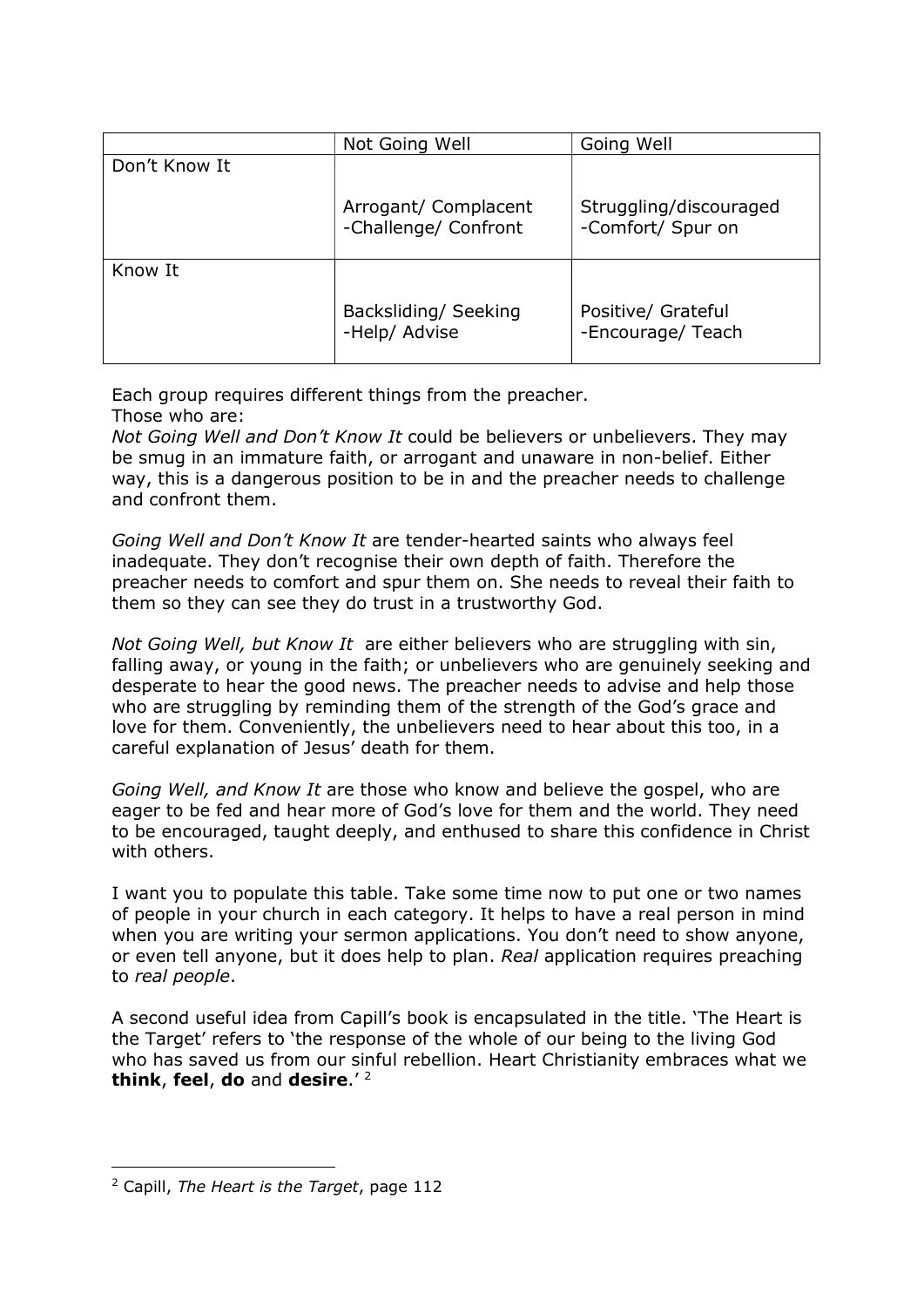| | Not Going Well | Going Well |
|---|---|---|
| Don't Know It | Arrogant/ Complacent<br>-Challenge/ Confront | Struggling/discouraged<br>-Comfort/ Spur on |
| Know It | Backsliding/ Seeking<br>-Help/ Advise | Positive/ Grateful<br>-Encourage/ Teach |

Each group requires different things from the preacher.
Those who are:
*Not Going Well and Don't Know It* could be believers or unbelievers. They may be smug in an immature faith, or arrogant and unaware in non-belief. Either way, this is a dangerous position to be in and the preacher needs to challenge and confront them.

*Going Well and Don't Know It* are tender-hearted saints who always feel inadequate. They don't recognise their own depth of faith. Therefore the preacher needs to comfort and spur them on. She needs to reveal their faith to them so they can see they do trust in a trustworthy God.

*Not Going Well, but Know It* are either believers who are struggling with sin, falling away, or young in the faith; or unbelievers who are genuinely seeking and desperate to hear the good news. The preacher needs to advise and help those who are struggling by reminding them of the strength of the God's grace and love for them. Conveniently, the unbelievers need to hear about this too, in a careful explanation of Jesus' death for them.

*Going Well, and Know It* are those who know and believe the gospel, who are eager to be fed and hear more of God's love for them and the world. They need to be encouraged, taught deeply, and enthused to share this confidence in Christ with others.

I want you to populate this table. Take some time now to put one or two names of people in your church in each category. It helps to have a real person in mind when you are writing your sermon applications. You don't need to show anyone, or even tell anyone, but it does help to plan. *Real* application requires preaching to *real people*.

A second useful idea from Capill's book is encapsulated in the title. 'The Heart is the Target' refers to 'the response of the whole of our being to the living God who has saved us from our sinful rebellion. Heart Christianity embraces what we **think**, **feel**, **do** and **desire**.' [2]

---

[2] Capill, *The Heart is the Target*, page 112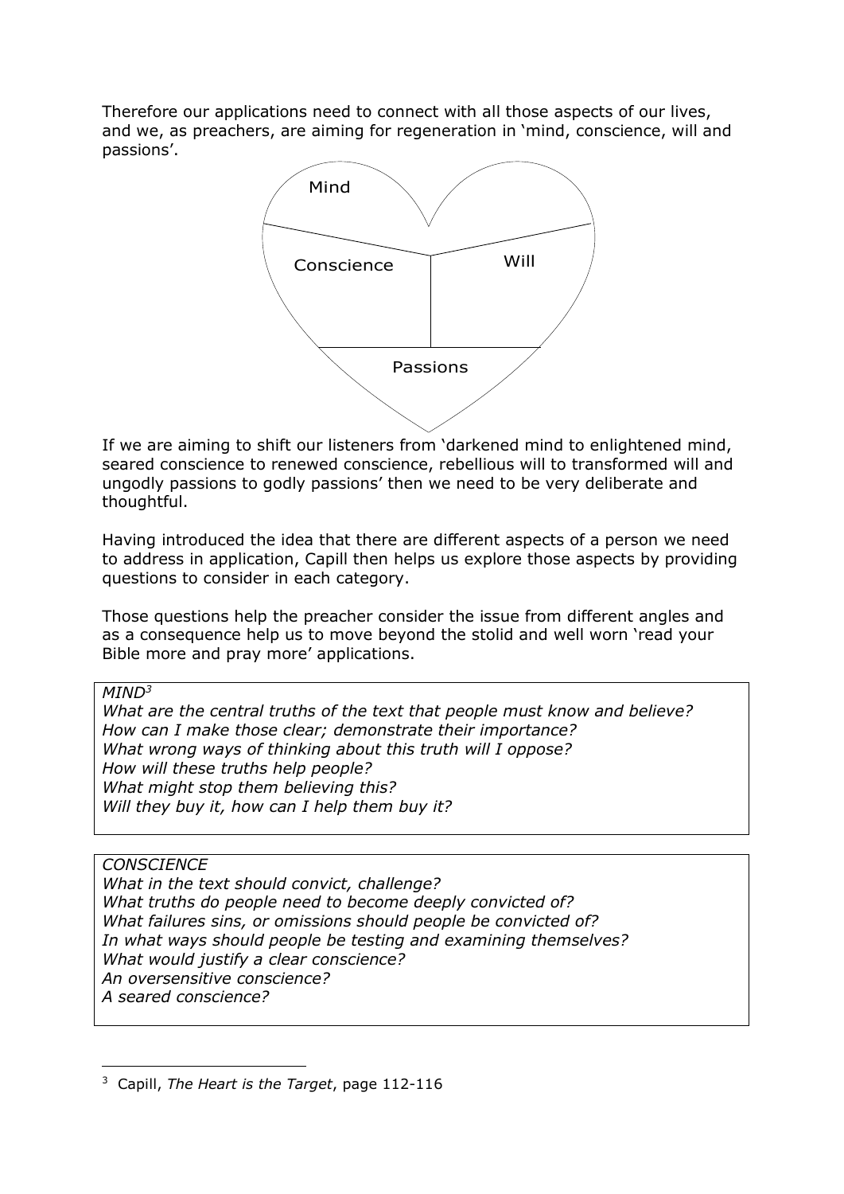Therefore our applications need to connect with all those aspects of our lives, and we, as preachers, are aiming for regeneration in 'mind, conscience, will and passions'.

Mind

Conscience

Will

Passions

If we are aiming to shift our listeners from 'darkened mind to enlightened mind, seared conscience to renewed conscience, rebellious will to transformed will and ungodly passions to godly passions' then we need to be very deliberate and thoughtful.

Having introduced the idea that there are different aspects of a person we need to address in application, Capill then helps us explore those aspects by providing questions to consider in each category.

Those questions help the preacher consider the issue from different angles and as a consequence help us to move beyond the stolid and well worn 'read your Bible more and pray more' applications.

> *MIND*[3]
> *What are the central truths of the text that people must know and believe?*
> *How can I make those clear; demonstrate their importance?*
> *What wrong ways of thinking about this truth will I oppose?*
> *How will these truths help people?*
> *What might stop them believing this?*
> *Will they buy it, how can I help them buy it?*

> *CONSCIENCE*
> *What in the text should convict, challenge?*
> *What truths do people need to become deeply convicted of?*
> *What failures sins, or omissions should people be convicted of?*
> *In what ways should people be testing and examining themselves?*
> *What would justify a clear conscience?*
> *An oversensitive conscience?*
> *A seared conscience?*

[3] Capill, *The Heart is the Target*, page 112-116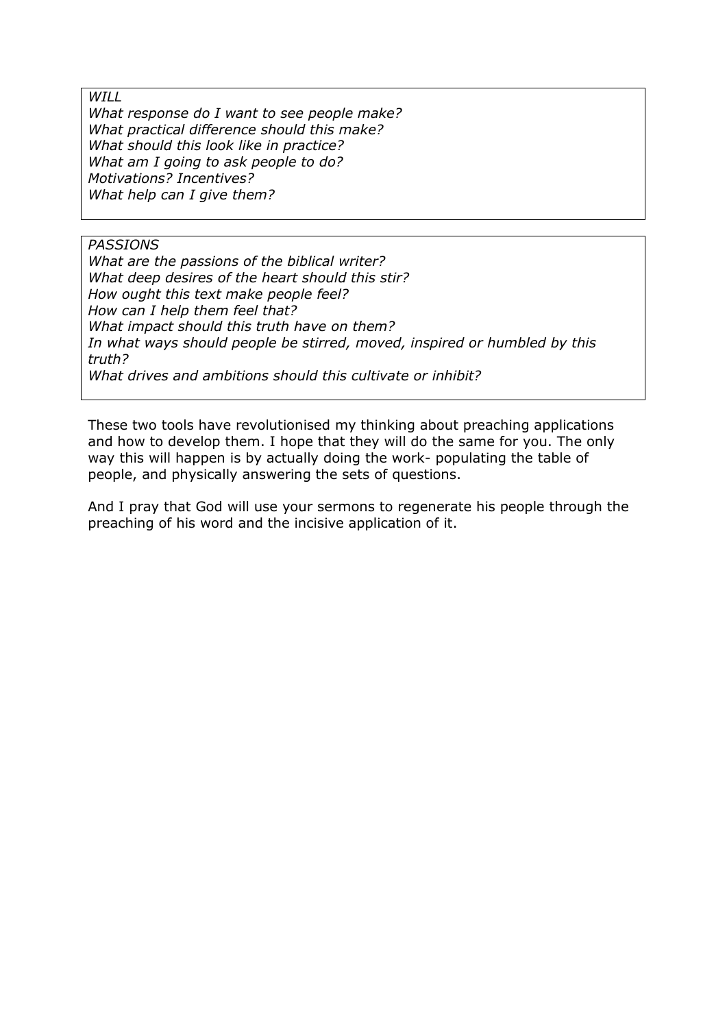*WILL*
*What response do I want to see people make?*
*What practical difference should this make?*
*What should this look like in practice?*
*What am I going to ask people to do?*
*Motivations? Incentives?*
*What help can I give them?*

*PASSIONS*
*What are the passions of the biblical writer?*
*What deep desires of the heart should this stir?*
*How ought this text make people feel?*
*How can I help them feel that?*
*What impact should this truth have on them?*
*In what ways should people be stirred, moved, inspired or humbled by this truth?*
*What drives and ambitions should this cultivate or inhibit?*

These two tools have revolutionised my thinking about preaching applications and how to develop them. I hope that they will do the same for you. The only way this will happen is by actually doing the work- populating the table of people, and physically answering the sets of questions.

And I pray that God will use your sermons to regenerate his people through the preaching of his word and the incisive application of it.